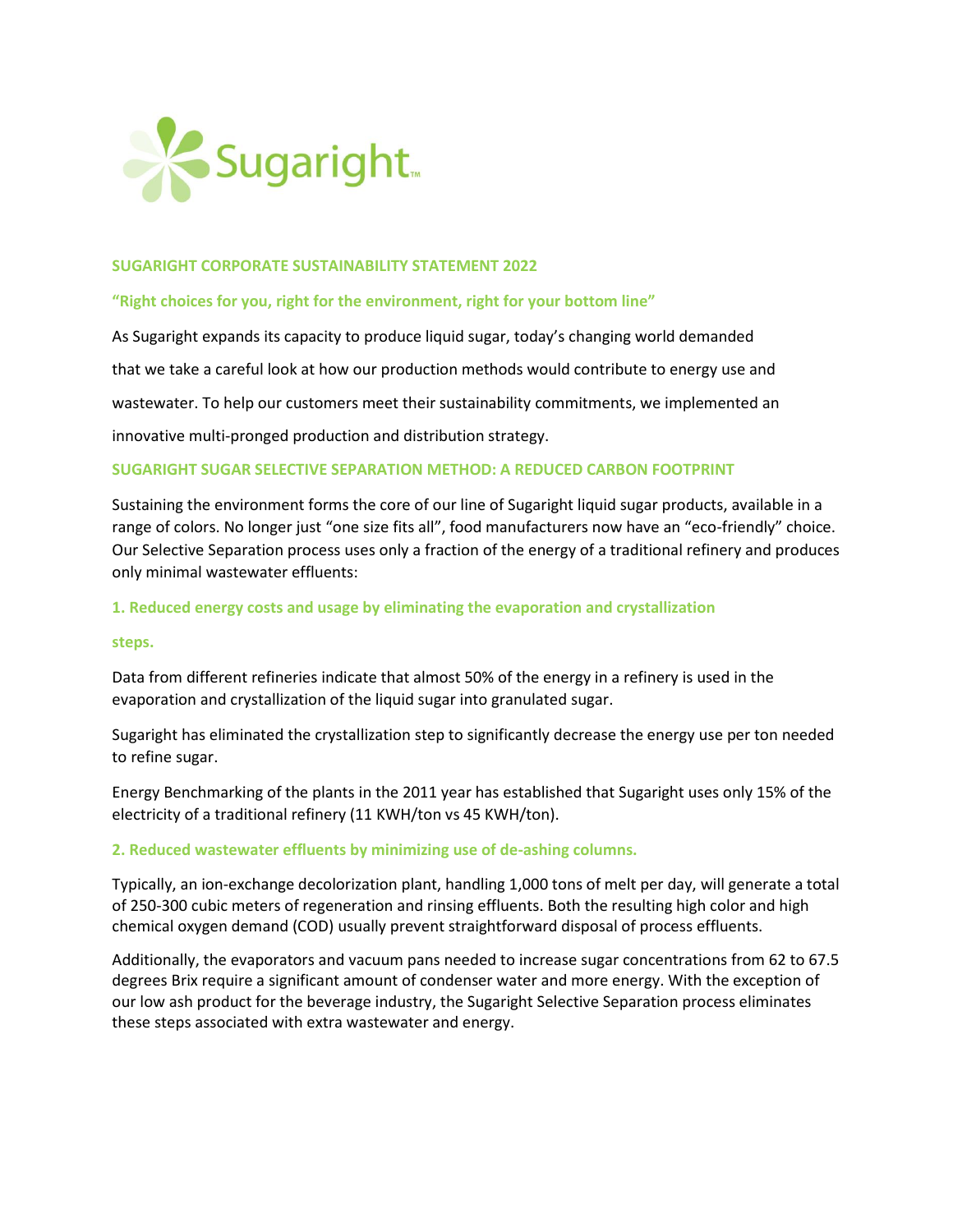Sugaright™

## SUGARIGHT CORPORATE SUSTAINABILITY STATEMENT 2022

### "Right choices for you, right for the environment, right for your bottom line"

As Sugaright expands its capacity to produce liquid sugar, today's changing world demanded that we take a careful look at how our production methods would contribute to energy use and wastewater. To help our customers meet their sustainability commitments, we implemented an innovative multi-pronged production and distribution strategy.

### SUGARIGHT SUGAR SELECTIVE SEPARATION METHOD: A REDUCED CARBON FOOTPRINT

Sustaining the environment forms the core of our line of Sugaright liquid sugar products, available in a range of colors. No longer just "one size fits all", food manufacturers now have an "eco-friendly" choice. Our Selective Separation process uses only a fraction of the energy of a traditional refinery and produces only minimal wastewater effluents:

#### 1. Reduced energy costs and usage by eliminating the evaporation and crystallization steps.

Data from different refineries indicate that almost 50% of the energy in a refinery is used in the evaporation and crystallization of the liquid sugar into granulated sugar.

Sugaright has eliminated the crystallization step to significantly decrease the energy use per ton needed to refine sugar.

Energy Benchmarking of the plants in the 2011 year has established that Sugaright uses only 15% of the electricity of a traditional refinery (11 KWH/ton vs 45 KWH/ton).

#### 2. Reduced wastewater effluents by minimizing use of de-ashing columns.

Typically, an ion-exchange decolorization plant, handling 1,000 tons of melt per day, will generate a total of 250-300 cubic meters of regeneration and rinsing effluents. Both the resulting high color and high chemical oxygen demand (COD) usually prevent straightforward disposal of process effluents.

Additionally, the evaporators and vacuum pans needed to increase sugar concentrations from 62 to 67.5 degrees Brix require a significant amount of condenser water and more energy. With the exception of our low ash product for the beverage industry, the Sugaright Selective Separation process eliminates these steps associated with extra wastewater and energy.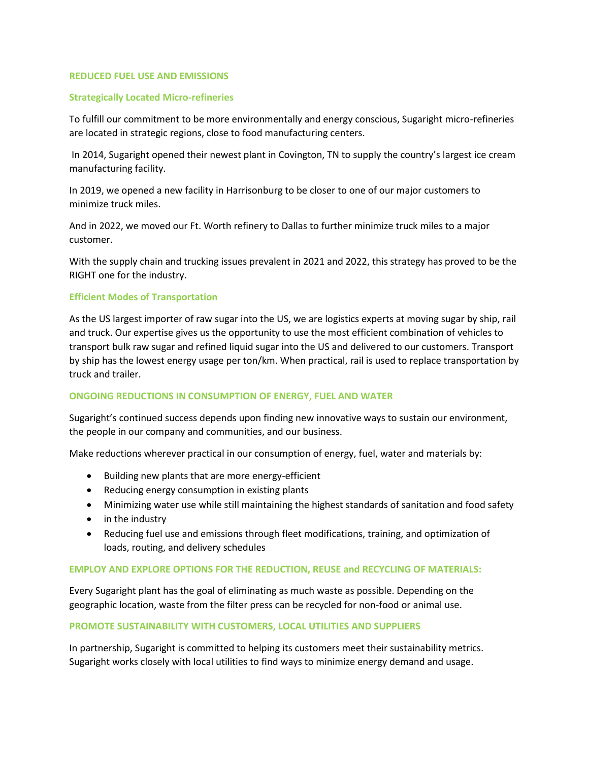## REDUCED FUEL USE AND EMISSIONS

### Strategically Located Micro-refineries

To fulfill our commitment to be more environmentally and energy conscious, Sugaright micro-refineries are located in strategic regions, close to food manufacturing centers.

In 2014, Sugaright opened their newest plant in Covington, TN to supply the country's largest ice cream manufacturing facility.

In 2019, we opened a new facility in Harrisonburg to be closer to one of our major customers to minimize truck miles.

And in 2022, we moved our Ft. Worth refinery to Dallas to further minimize truck miles to a major customer.

With the supply chain and trucking issues prevalent in 2021 and 2022, this strategy has proved to be the RIGHT one for the industry.

### Efficient Modes of Transportation

As the US largest importer of raw sugar into the US, we are logistics experts at moving sugar by ship, rail and truck. Our expertise gives us the opportunity to use the most efficient combination of vehicles to transport bulk raw sugar and refined liquid sugar into the US and delivered to our customers. Transport by ship has the lowest energy usage per ton/km. When practical, rail is used to replace transportation by truck and trailer.

## ONGOING REDUCTIONS IN CONSUMPTION OF ENERGY, FUEL AND WATER

Sugaright's continued success depends upon finding new innovative ways to sustain our environment, the people in our company and communities, and our business.

Make reductions wherever practical in our consumption of energy, fuel, water and materials by:

- Building new plants that are more energy-efficient
- Reducing energy consumption in existing plants
- Minimizing water use while still maintaining the highest standards of sanitation and food safety
- in the industry
- Reducing fuel use and emissions through fleet modifications, training, and optimization of loads, routing, and delivery schedules

## EMPLOY AND EXPLORE OPTIONS FOR THE REDUCTION, REUSE and RECYCLING OF MATERIALS:

Every Sugaright plant has the goal of eliminating as much waste as possible. Depending on the geographic location, waste from the filter press can be recycled for non-food or animal use.

## PROMOTE SUSTAINABILITY WITH CUSTOMERS, LOCAL UTILITIES AND SUPPLIERS

In partnership, Sugaright is committed to helping its customers meet their sustainability metrics. Sugaright works closely with local utilities to find ways to minimize energy demand and usage.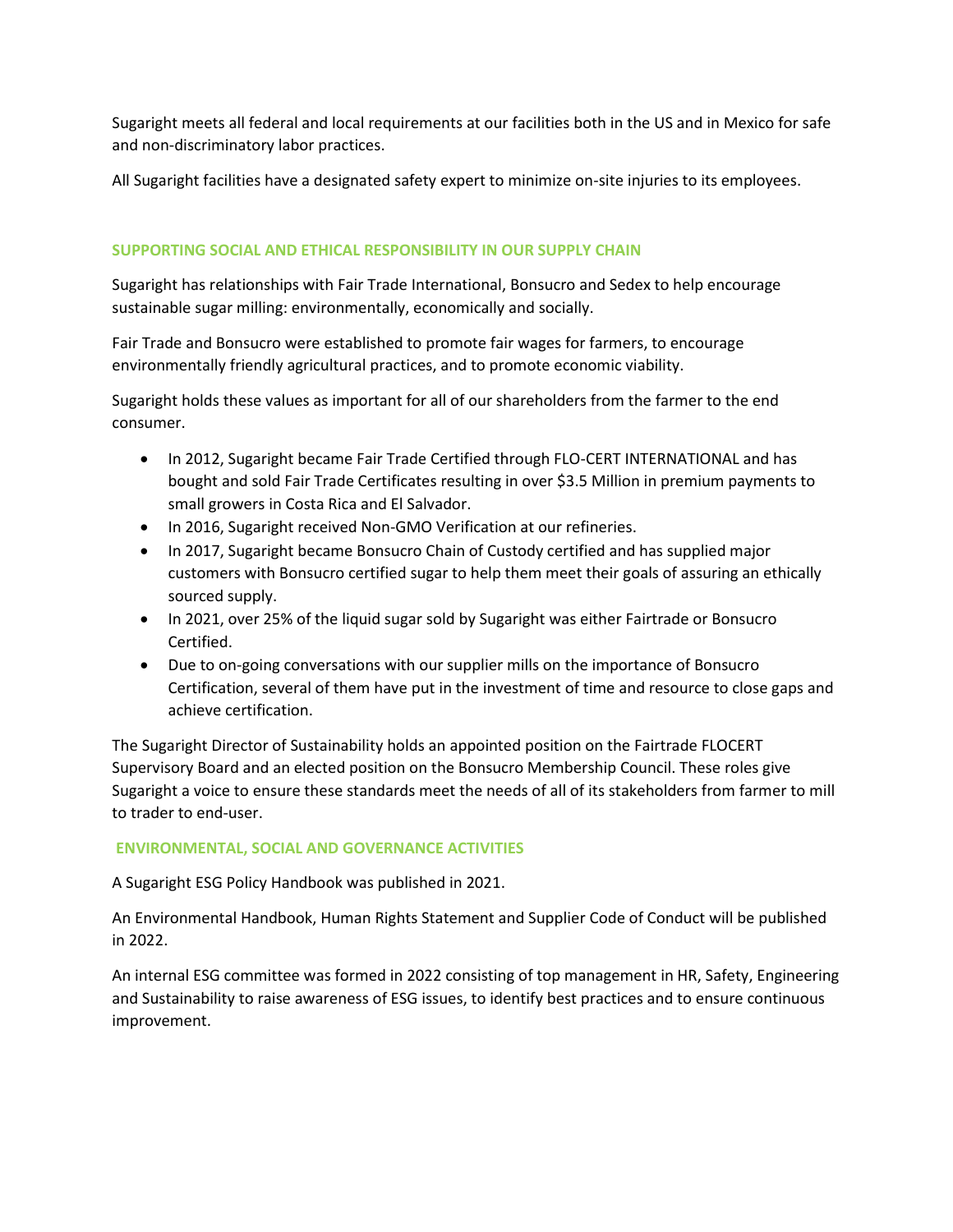Sugaright meets all federal and local requirements at our facilities both in the US and in Mexico for safe and non-discriminatory labor practices.

All Sugaright facilities have a designated safety expert to minimize on-site injuries to its employees.

## SUPPORTING SOCIAL AND ETHICAL RESPONSIBILITY IN OUR SUPPLY CHAIN

Sugaright has relationships with Fair Trade International, Bonsucro and Sedex to help encourage sustainable sugar milling: environmentally, economically and socially.

Fair Trade and Bonsucro were established to promote fair wages for farmers, to encourage environmentally friendly agricultural practices, and to promote economic viability.

Sugaright holds these values as important for all of our shareholders from the farmer to the end consumer.

- In 2012, Sugaright became Fair Trade Certified through FLO-CERT INTERNATIONAL and has bought and sold Fair Trade Certificates resulting in over $3.5 Million in premium payments to small growers in Costa Rica and El Salvador.
- In 2016, Sugaright received Non-GMO Verification at our refineries.
- In 2017, Sugaright became Bonsucro Chain of Custody certified and has supplied major customers with Bonsucro certified sugar to help them meet their goals of assuring an ethically sourced supply.
- In 2021, over 25% of the liquid sugar sold by Sugaright was either Fairtrade or Bonsucro Certified.
- Due to on-going conversations with our supplier mills on the importance of Bonsucro Certification, several of them have put in the investment of time and resource to close gaps and achieve certification.

The Sugaright Director of Sustainability holds an appointed position on the Fairtrade FLOCERT Supervisory Board and an elected position on the Bonsucro Membership Council. These roles give Sugaright a voice to ensure these standards meet the needs of all of its stakeholders from farmer to mill to trader to end-user.

## ENVIRONMENTAL, SOCIAL AND GOVERNANCE ACTIVITIES

A Sugaright ESG Policy Handbook was published in 2021.

An Environmental Handbook, Human Rights Statement and Supplier Code of Conduct will be published in 2022.

An internal ESG committee was formed in 2022 consisting of top management in HR, Safety, Engineering and Sustainability to raise awareness of ESG issues, to identify best practices and to ensure continuous improvement.